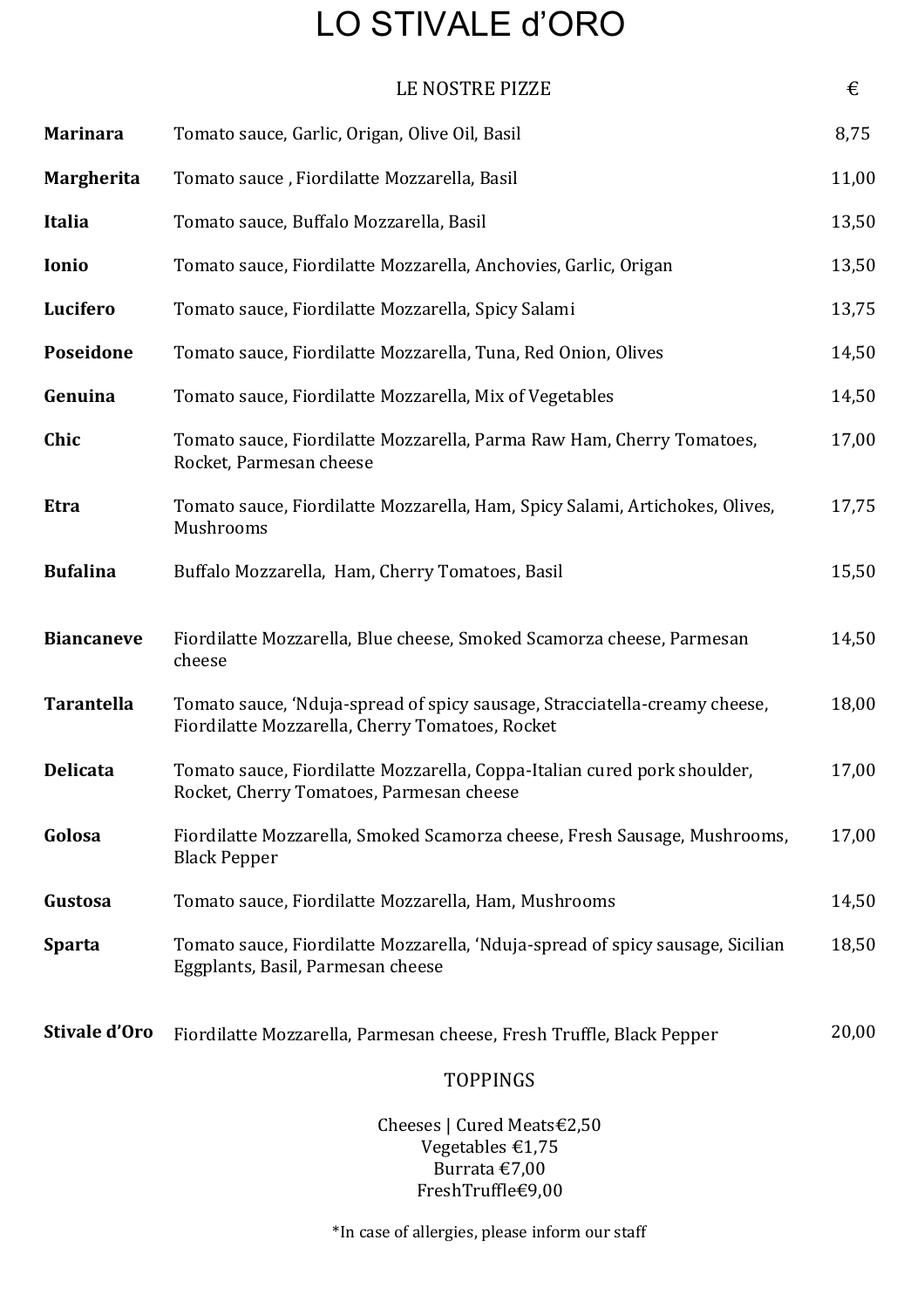# LO STIVALE d'ORO

| | LE NOSTRE PIZZE | € |
|---|---|---|
| **Marinara** | Tomato sauce, Garlic, Origan, Olive Oil, Basil | 8,75 |
| **Margherita** | Tomato sauce , Fiordilatte Mozzarella, Basil | 11,00 |
| **Italia** | Tomato sauce, Buffalo Mozzarella, Basil | 13,50 |
| **Ionio** | Tomato sauce, Fiordilatte Mozzarella, Anchovies, Garlic, Origan | 13,50 |
| **Lucifero** | Tomato sauce, Fiordilatte Mozzarella, Spicy Salami | 13,75 |
| **Poseidone** | Tomato sauce, Fiordilatte Mozzarella, Tuna, Red Onion, Olives | 14,50 |
| **Genuina** | Tomato sauce, Fiordilatte Mozzarella, Mix of Vegetables | 14,50 |
| **Chic** | Tomato sauce, Fiordilatte Mozzarella, Parma Raw Ham, Cherry Tomatoes, Rocket, Parmesan cheese | 17,00 |
| **Etra** | Tomato sauce, Fiordilatte Mozzarella, Ham, Spicy Salami, Artichokes, Olives, Mushrooms | 17,75 |
| **Bufalina** | Buffalo Mozzarella, Ham, Cherry Tomatoes, Basil | 15,50 |
| **Biancaneve** | Fiordilatte Mozzarella, Blue cheese, Smoked Scamorza cheese, Parmesan cheese | 14,50 |
| **Tarantella** | Tomato sauce, 'Nduja-spread of spicy sausage, Stracciatella-creamy cheese, Fiordilatte Mozzarella, Cherry Tomatoes, Rocket | 18,00 |
| **Delicata** | Tomato sauce, Fiordilatte Mozzarella, Coppa-Italian cured pork shoulder, Rocket, Cherry Tomatoes, Parmesan cheese | 17,00 |
| **Golosa** | Fiordilatte Mozzarella, Smoked Scamorza cheese, Fresh Sausage, Mushrooms, Black Pepper | 17,00 |
| **Gustosa** | Tomato sauce, Fiordilatte Mozzarella, Ham, Mushrooms | 14,50 |
| **Sparta** | Tomato sauce, Fiordilatte Mozzarella, 'Nduja-spread of spicy sausage, Sicilian Eggplants, Basil, Parmesan cheese | 18,50 |
| **Stivale d'Oro** | Fiordilatte Mozzarella, Parmesan cheese, Fresh Truffle, Black Pepper | 20,00 |

## TOPPINGS

Cheeses | Cured Meats€2,50
Vegetables €1,75
Burrata €7,00
FreshTruffle€9,00

*In case of allergies, please inform our staff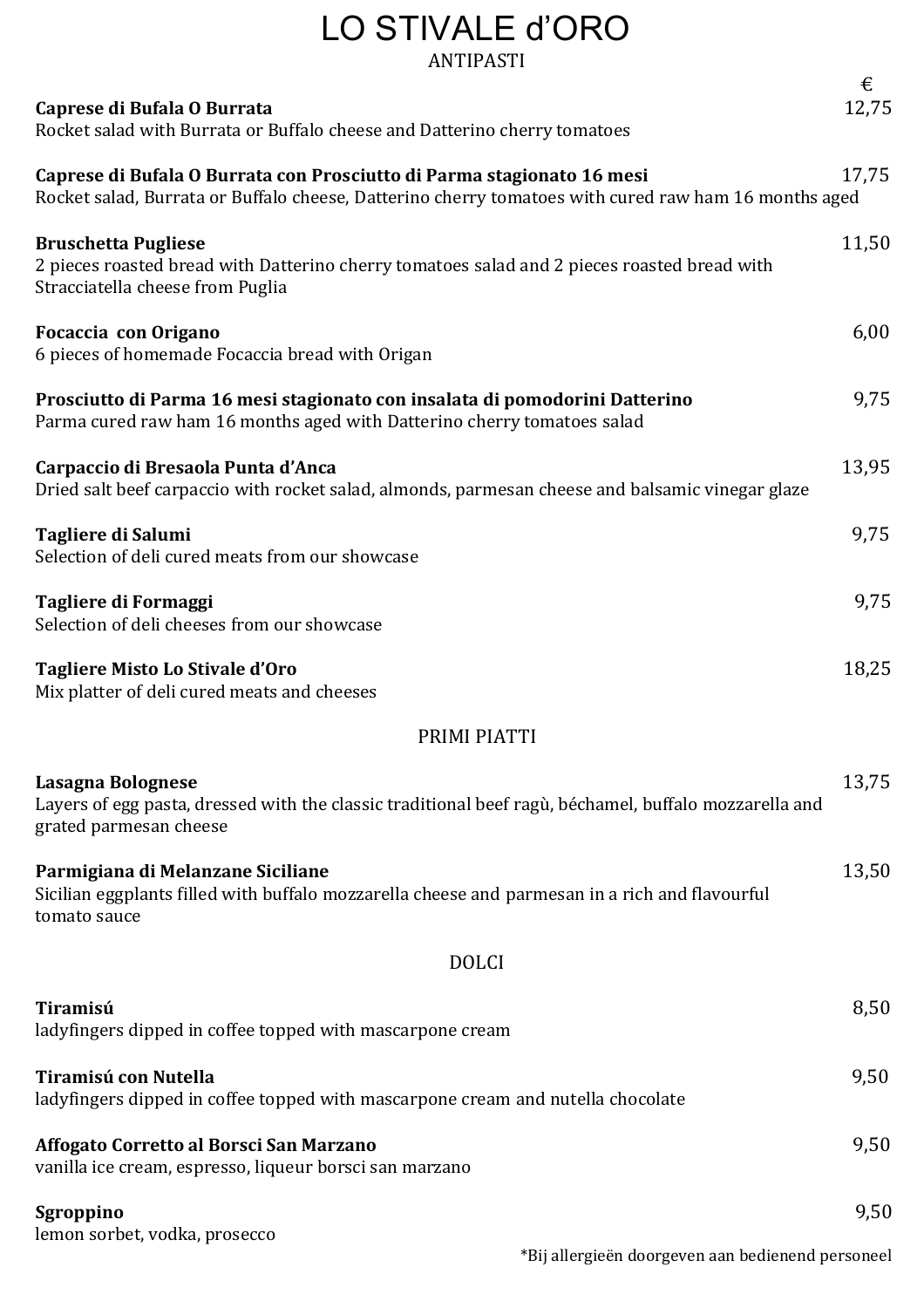# LO STIVALE d'ORO

## ANTIPASTI

€

**Caprese di Bufala O Burrata** 12,75
Rocket salad with Burrata or Buffalo cheese and Datterino cherry tomatoes

**Caprese di Bufala O Burrata con Prosciutto di Parma stagionato 16 mesi** 17,75
Rocket salad, Burrata or Buffalo cheese, Datterino cherry tomatoes with cured raw ham 16 months aged

**Bruschetta Pugliese** 11,50
2 pieces roasted bread with Datterino cherry tomatoes salad and 2 pieces roasted bread with Stracciatella cheese from Puglia

**Focaccia con Origano** 6,00
6 pieces of homemade Focaccia bread with Origan

**Prosciutto di Parma 16 mesi stagionato con insalata di pomodorini Datterino** 9,75
Parma cured raw ham 16 months aged with Datterino cherry tomatoes salad

**Carpaccio di Bresaola Punta d'Anca** 13,95
Dried salt beef carpaccio with rocket salad, almonds, parmesan cheese and balsamic vinegar glaze

**Tagliere di Salumi** 9,75
Selection of deli cured meats from our showcase

**Tagliere di Formaggi** 9,75
Selection of deli cheeses from our showcase

**Tagliere Misto Lo Stivale d'Oro** 18,25
Mix platter of deli cured meats and cheeses

## PRIMI PIATTI

**Lasagna Bolognese** 13,75
Layers of egg pasta, dressed with the classic traditional beef ragù, béchamel, buffalo mozzarella and grated parmesan cheese

**Parmigiana di Melanzane Siciliane** 13,50
Sicilian eggplants filled with buffalo mozzarella cheese and parmesan in a rich and flavourful tomato sauce

## DOLCI

**Tiramisú** 8,50
ladyfingers dipped in coffee topped with mascarpone cream

**Tiramisú con Nutella** 9,50
ladyfingers dipped in coffee topped with mascarpone cream and nutella chocolate

**Affogato Corretto al Borsci San Marzano** 9,50
vanilla ice cream, espresso, liqueur borsci san marzano

**Sgroppino** 9,50
lemon sorbet, vodka, prosecco

*Bij allergieën doorgeven aan bedienend personeel